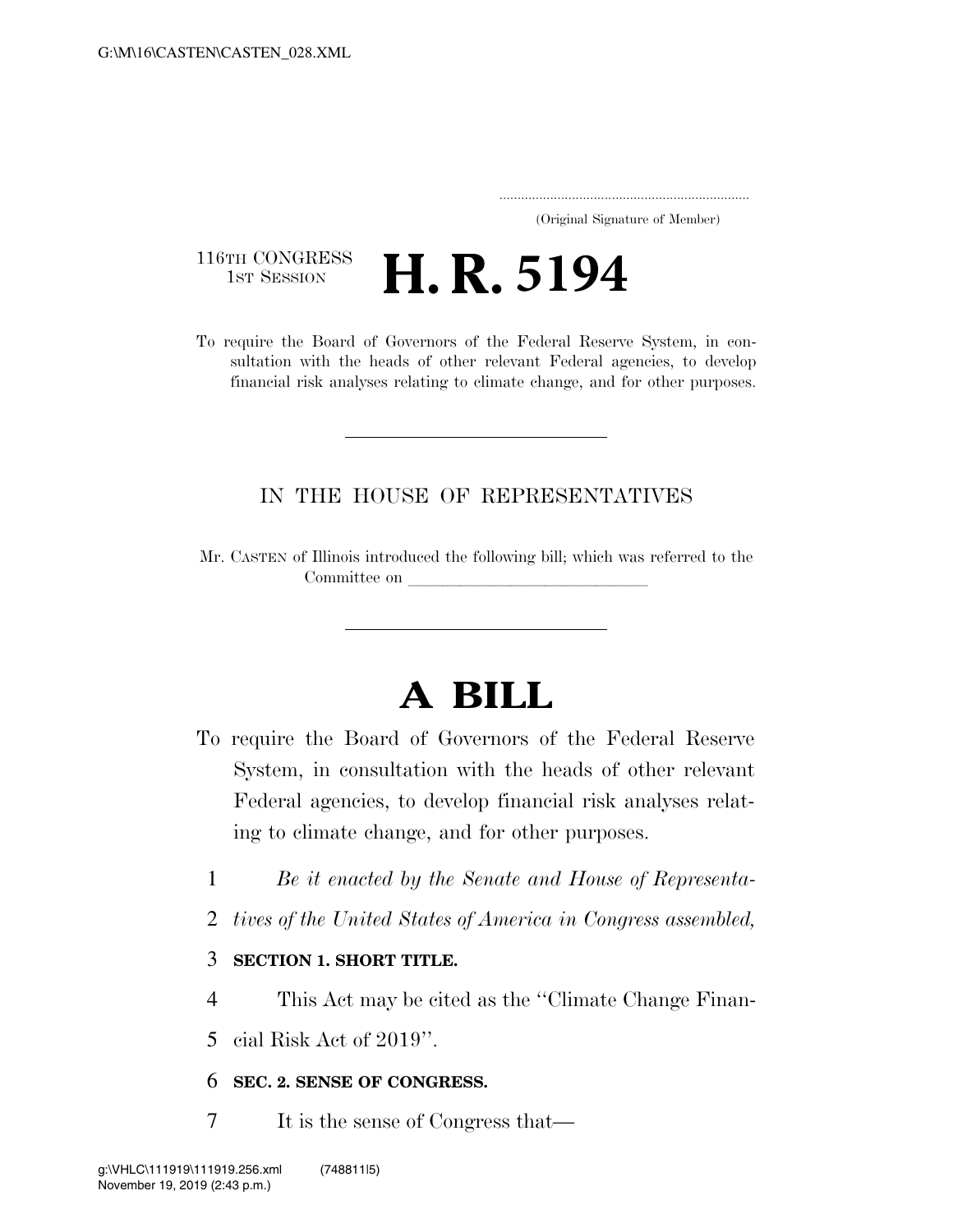(Original Signature of Member)

116TH CONGRESS
1ST SESSION

# H. R. 5194

To require the Board of Governors of the Federal Reserve System, in consultation with the heads of other relevant Federal agencies, to develop financial risk analyses relating to climate change, and for other purposes.

IN THE HOUSE OF REPRESENTATIVES

Mr. CASTEN of Illinois introduced the following bill; which was referred to the Committee on ______________________________

# A BILL

To require the Board of Governors of the Federal Reserve System, in consultation with the heads of other relevant Federal agencies, to develop financial risk analyses relating to climate change, and for other purposes.

*Be it enacted by the Senate and House of Representatives of the United States of America in Congress assembled,*

**SECTION 1. SHORT TITLE.**

This Act may be cited as the ''Climate Change Financial Risk Act of 2019''.

**SEC. 2. SENSE OF CONGRESS.**

It is the sense of Congress that—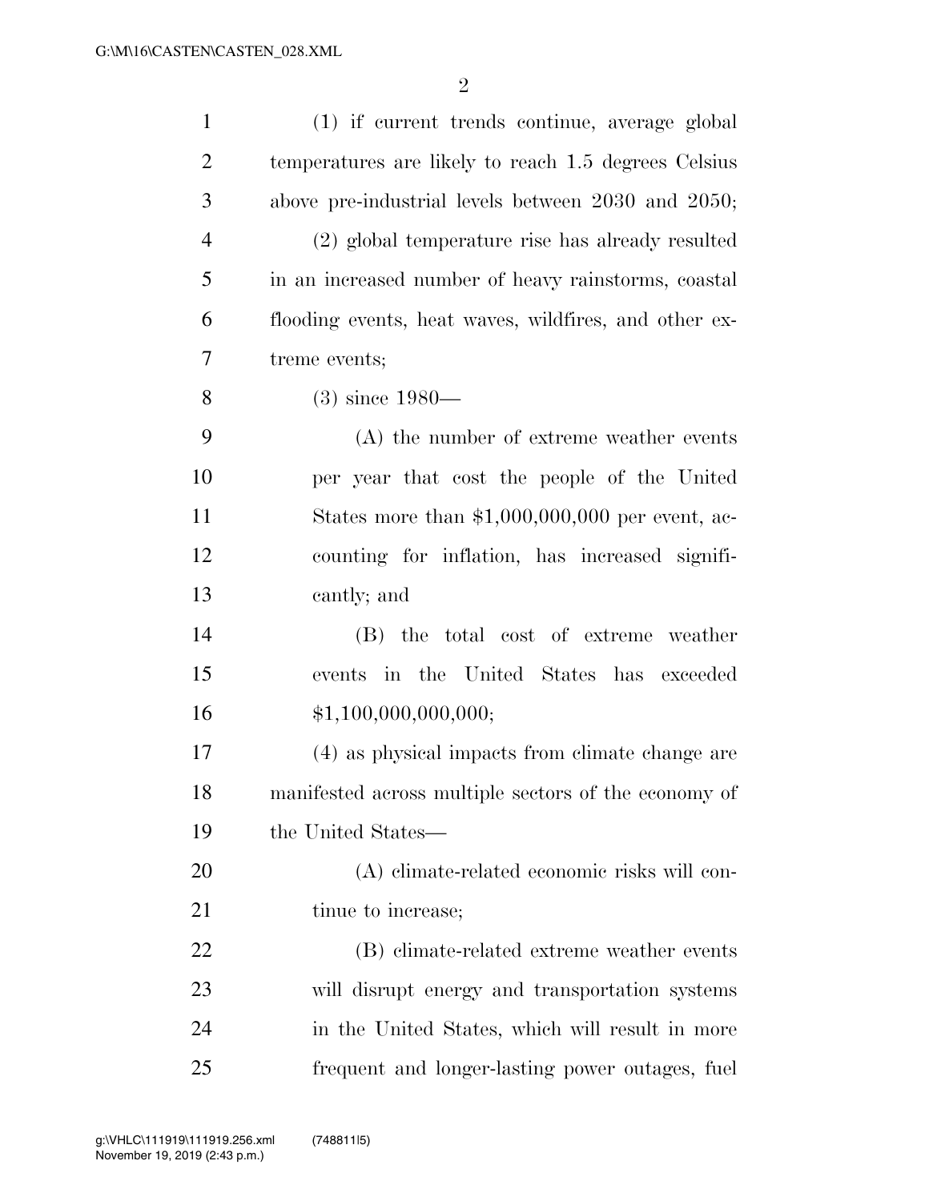(1) if current trends continue, average global temperatures are likely to reach 1.5 degrees Celsius above pre-industrial levels between 2030 and 2050;

(2) global temperature rise has already resulted in an increased number of heavy rainstorms, coastal flooding events, heat waves, wildfires, and other extreme events;

(3) since 1980—

(A) the number of extreme weather events per year that cost the people of the United States more than $1,000,000,000 per event, accounting for inflation, has increased significantly; and

(B) the total cost of extreme weather events in the United States has exceeded $1,100,000,000,000;

(4) as physical impacts from climate change are manifested across multiple sectors of the economy of the United States—

(A) climate-related economic risks will continue to increase;

(B) climate-related extreme weather events will disrupt energy and transportation systems in the United States, which will result in more frequent and longer-lasting power outages, fuel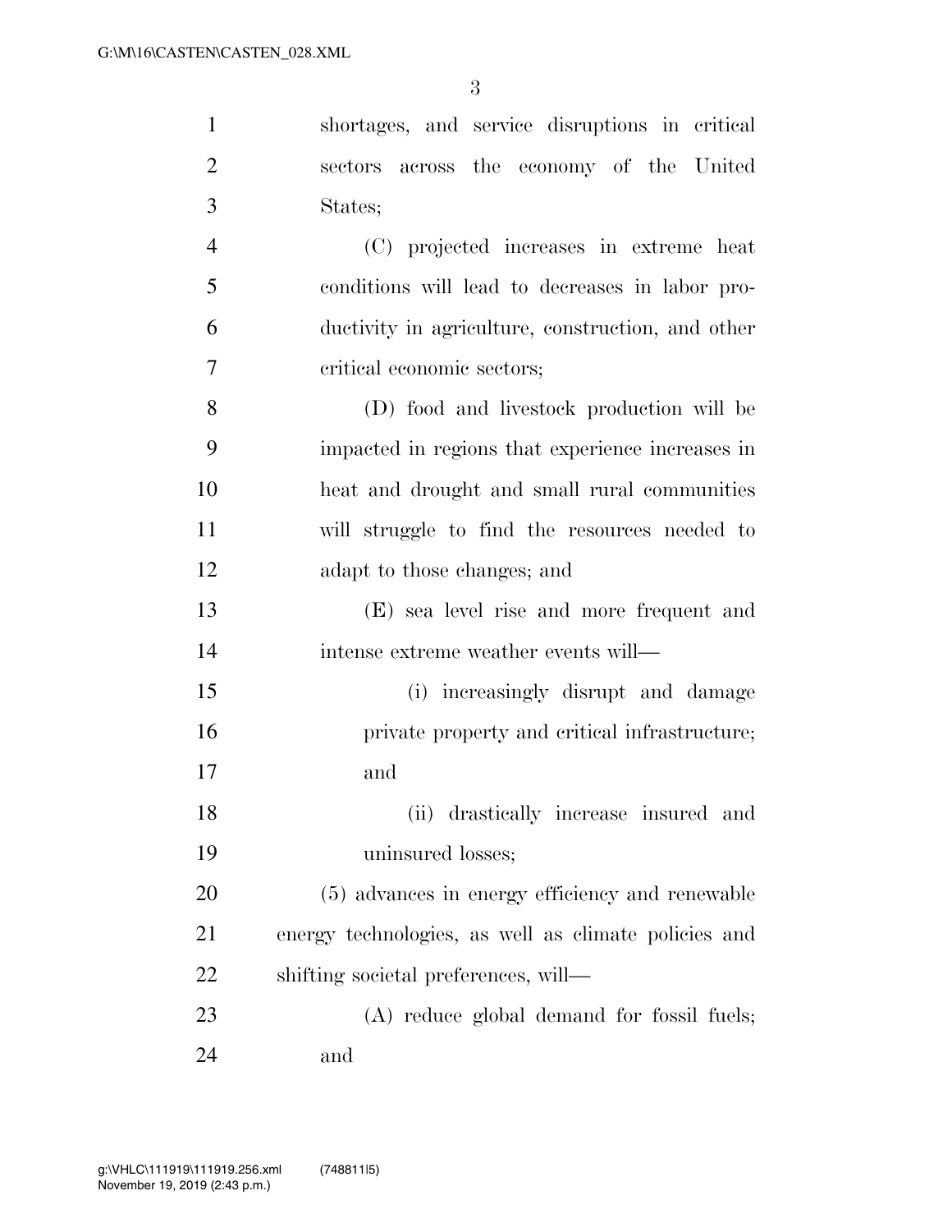shortages, and service disruptions in critical sectors across the economy of the United States;

(C) projected increases in extreme heat conditions will lead to decreases in labor productivity in agriculture, construction, and other critical economic sectors;

(D) food and livestock production will be impacted in regions that experience increases in heat and drought and small rural communities will struggle to find the resources needed to adapt to those changes; and

(E) sea level rise and more frequent and intense extreme weather events will—

(i) increasingly disrupt and damage private property and critical infrastructure; and

(ii) drastically increase insured and uninsured losses;

(5) advances in energy efficiency and renewable energy technologies, as well as climate policies and shifting societal preferences, will—

(A) reduce global demand for fossil fuels; and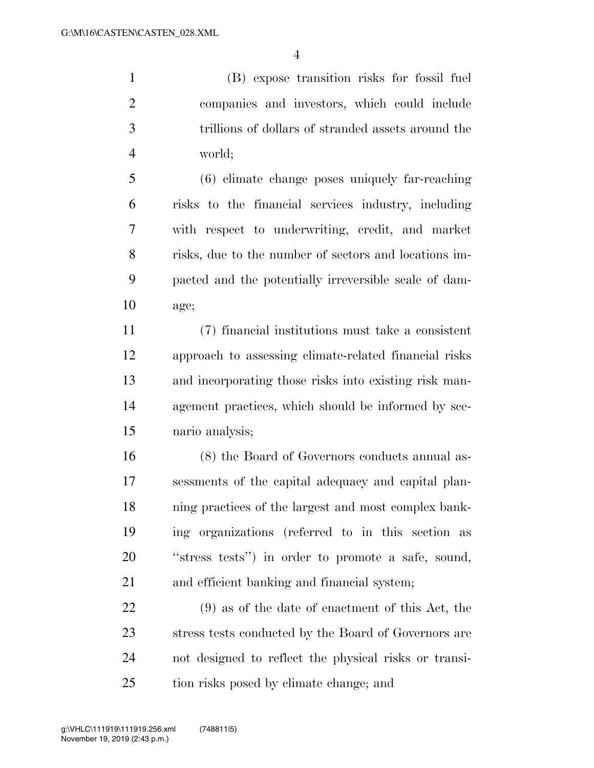(B) expose transition risks for fossil fuel companies and investors, which could include trillions of dollars of stranded assets around the world;

(6) climate change poses uniquely far-reaching risks to the financial services industry, including with respect to underwriting, credit, and market risks, due to the number of sectors and locations impacted and the potentially irreversible scale of damage;

(7) financial institutions must take a consistent approach to assessing climate-related financial risks and incorporating those risks into existing risk management practices, which should be informed by scenario analysis;

(8) the Board of Governors conducts annual assessments of the capital adequacy and capital planning practices of the largest and most complex banking organizations (referred to in this section as "stress tests") in order to promote a safe, sound, and efficient banking and financial system;

(9) as of the date of enactment of this Act, the stress tests conducted by the Board of Governors are not designed to reflect the physical risks or transition risks posed by climate change; and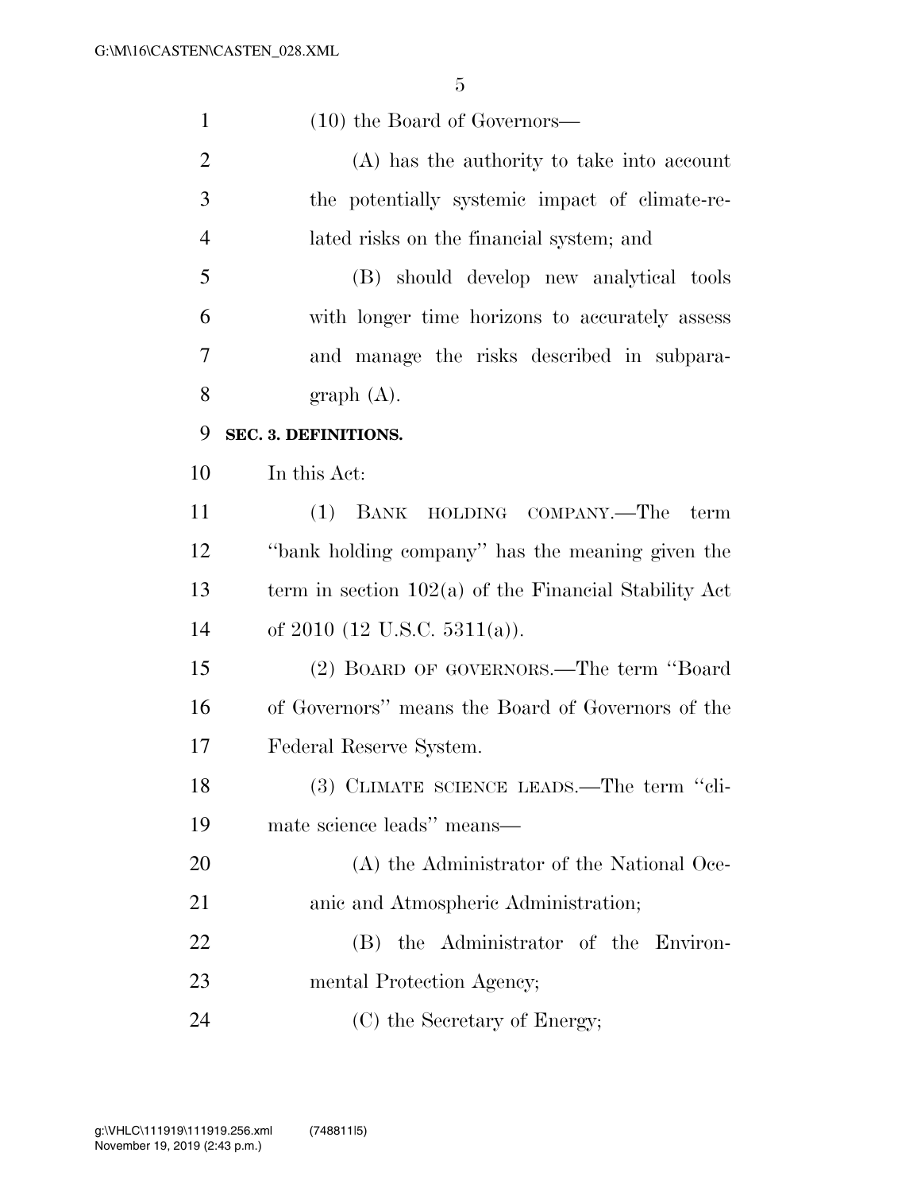(10) the Board of Governors—

(A) has the authority to take into account the potentially systemic impact of climate-related risks on the financial system; and

(B) should develop new analytical tools with longer time horizons to accurately assess and manage the risks described in subparagraph (A).

**SEC. 3. DEFINITIONS.**

In this Act:

(1) BANK HOLDING COMPANY.—The term "bank holding company" has the meaning given the term in section 102(a) of the Financial Stability Act of 2010 (12 U.S.C. 5311(a)).

(2) BOARD OF GOVERNORS.—The term "Board of Governors" means the Board of Governors of the Federal Reserve System.

(3) CLIMATE SCIENCE LEADS.—The term "climate science leads" means—

(A) the Administrator of the National Oceanic and Atmospheric Administration;

(B) the Administrator of the Environmental Protection Agency;

(C) the Secretary of Energy;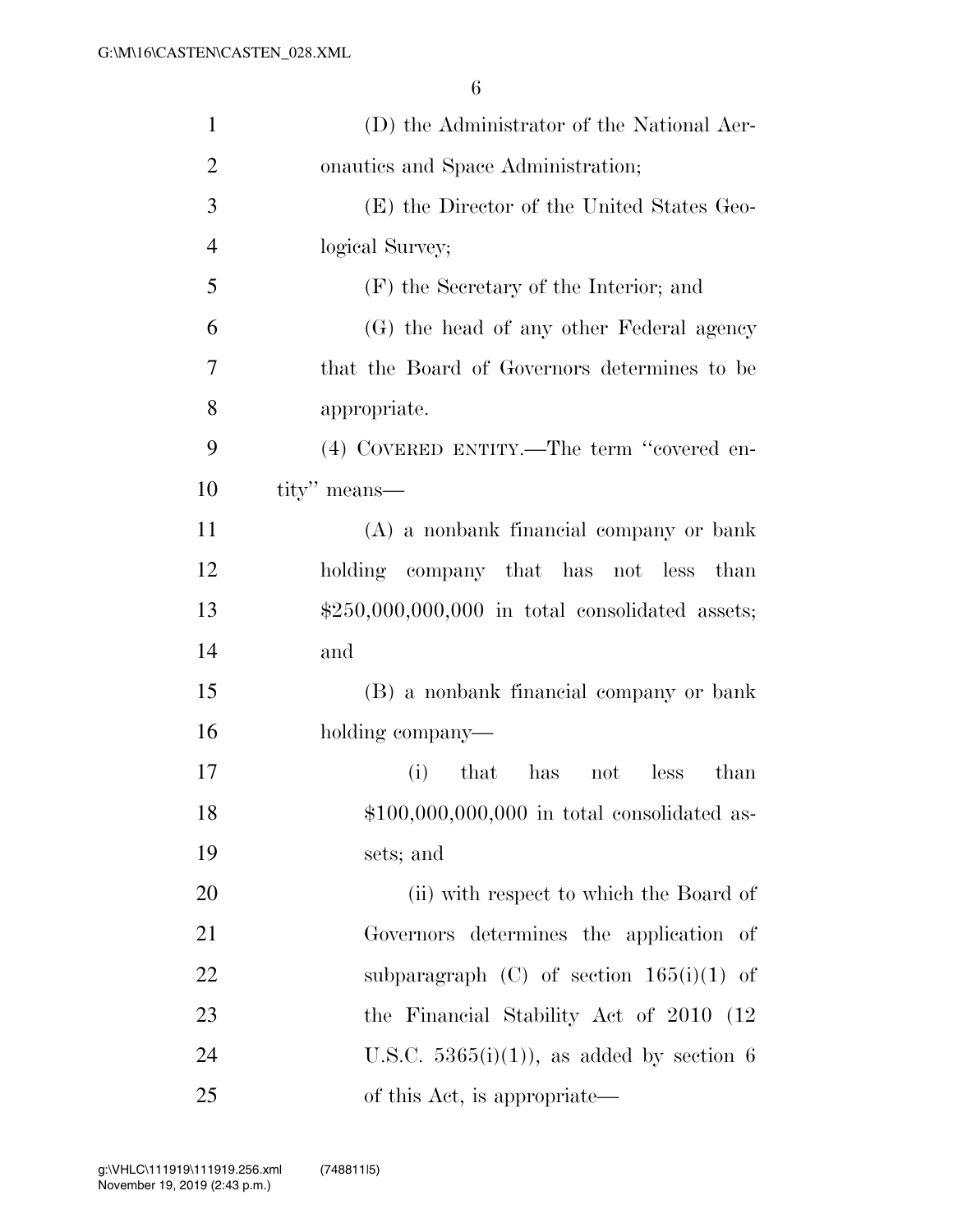(D) the Administrator of the National Aeronautics and Space Administration;

(E) the Director of the United States Geological Survey;

(F) the Secretary of the Interior; and

(G) the head of any other Federal agency that the Board of Governors determines to be appropriate.

(4) COVERED ENTITY.—The term ''covered entity'' means—

(A) a nonbank financial company or bank holding company that has not less than $250,000,000,000 in total consolidated assets; and

(B) a nonbank financial company or bank holding company—

(i) that has not less than $100,000,000,000 in total consolidated assets; and

(ii) with respect to which the Board of Governors determines the application of subparagraph (C) of section 165(i)(1) of the Financial Stability Act of 2010 (12 U.S.C. 5365(i)(1)), as added by section 6 of this Act, is appropriate—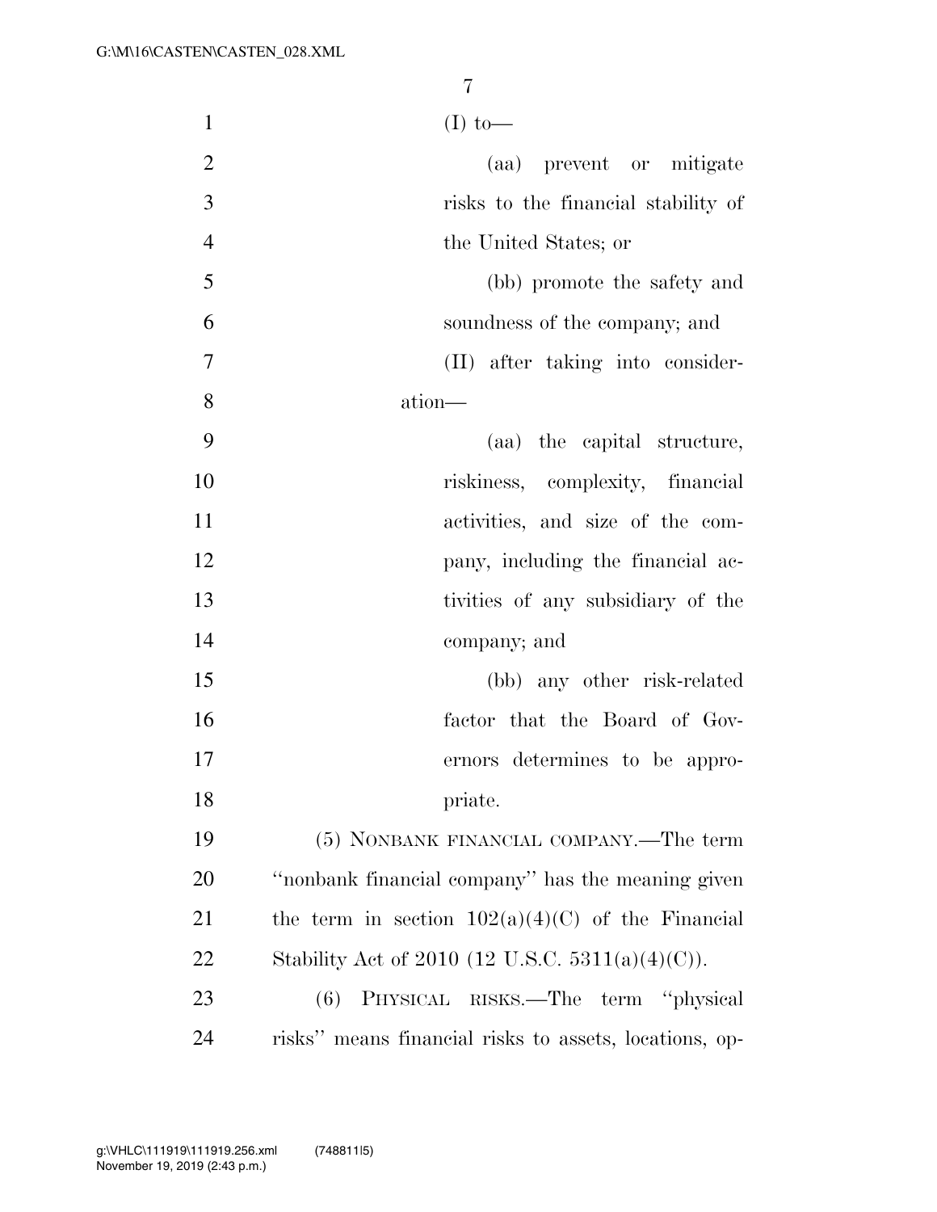(I) to—

(aa) prevent or mitigate risks to the financial stability of the United States; or

(bb) promote the safety and soundness of the company; and

(II) after taking into consideration—

(aa) the capital structure, riskiness, complexity, financial activities, and size of the company, including the financial activities of any subsidiary of the company; and

(bb) any other risk-related factor that the Board of Governors determines to be appropriate.

(5) NONBANK FINANCIAL COMPANY.—The term ''nonbank financial company'' has the meaning given the term in section 102(a)(4)(C) of the Financial Stability Act of 2010 (12 U.S.C. 5311(a)(4)(C)).

(6) PHYSICAL RISKS.—The term ''physical risks'' means financial risks to assets, locations, op-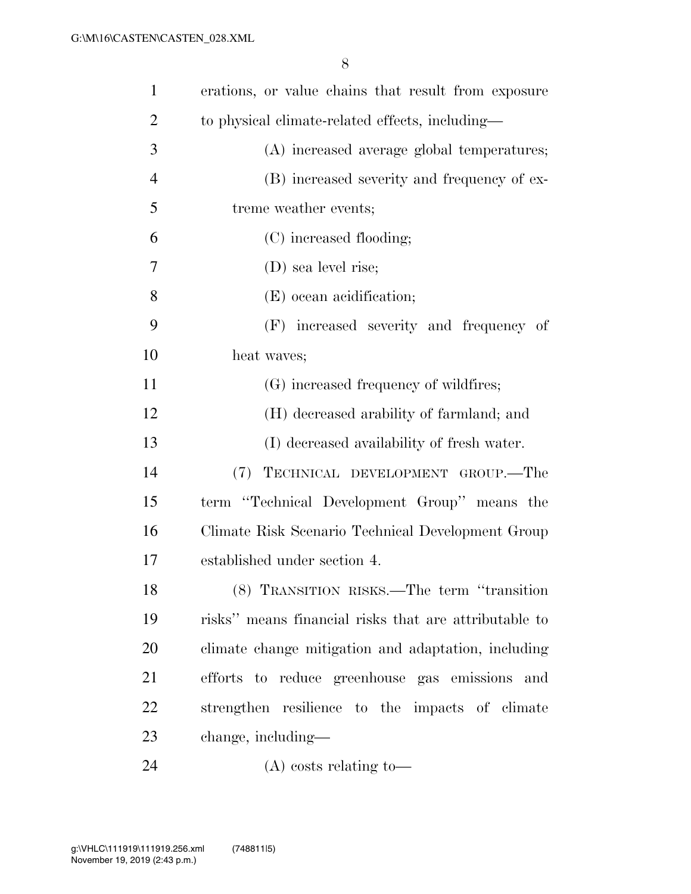erations, or value chains that result from exposure to physical climate-related effects, including—

(A) increased average global temperatures;

(B) increased severity and frequency of extreme weather events;

(C) increased flooding;

(D) sea level rise;

(E) ocean acidification;

(F) increased severity and frequency of heat waves;

(G) increased frequency of wildfires;

(H) decreased arability of farmland; and

(I) decreased availability of fresh water.

(7) TECHNICAL DEVELOPMENT GROUP.—The term "Technical Development Group" means the Climate Risk Scenario Technical Development Group established under section 4.

(8) TRANSITION RISKS.—The term "transition risks" means financial risks that are attributable to climate change mitigation and adaptation, including efforts to reduce greenhouse gas emissions and strengthen resilience to the impacts of climate change, including—

(A) costs relating to—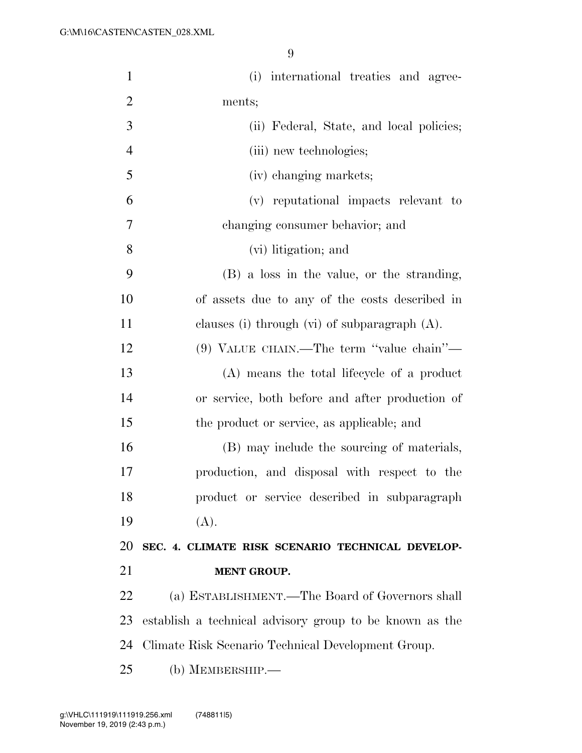(i) international treaties and agreements;

(ii) Federal, State, and local policies;

(iii) new technologies;

(iv) changing markets;

(v) reputational impacts relevant to changing consumer behavior; and

(vi) litigation; and

(B) a loss in the value, or the stranding, of assets due to any of the costs described in clauses (i) through (vi) of subparagraph (A).

(9) VALUE CHAIN.—The term "value chain"—

(A) means the total lifecycle of a product or service, both before and after production of the product or service, as applicable; and

(B) may include the sourcing of materials, production, and disposal with respect to the product or service described in subparagraph (A).

## SEC. 4. CLIMATE RISK SCENARIO TECHNICAL DEVELOPMENT GROUP.

(a) ESTABLISHMENT.—The Board of Governors shall establish a technical advisory group to be known as the Climate Risk Scenario Technical Development Group.

(b) MEMBERSHIP.—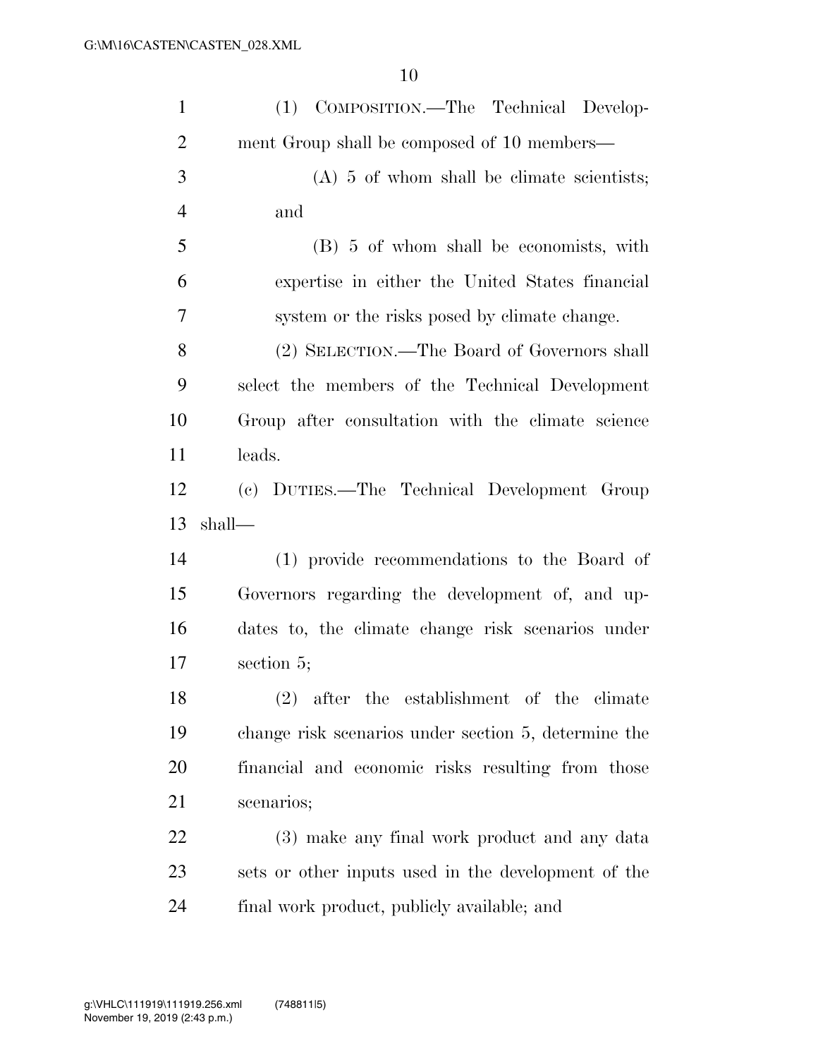(1) COMPOSITION.—The Technical Development Group shall be composed of 10 members—

(A) 5 of whom shall be climate scientists; and

(B) 5 of whom shall be economists, with expertise in either the United States financial system or the risks posed by climate change.

(2) SELECTION.—The Board of Governors shall select the members of the Technical Development Group after consultation with the climate science leads.

(c) DUTIES.—The Technical Development Group shall—

(1) provide recommendations to the Board of Governors regarding the development of, and updates to, the climate change risk scenarios under section 5;

(2) after the establishment of the climate change risk scenarios under section 5, determine the financial and economic risks resulting from those scenarios;

(3) make any final work product and any data sets or other inputs used in the development of the final work product, publicly available; and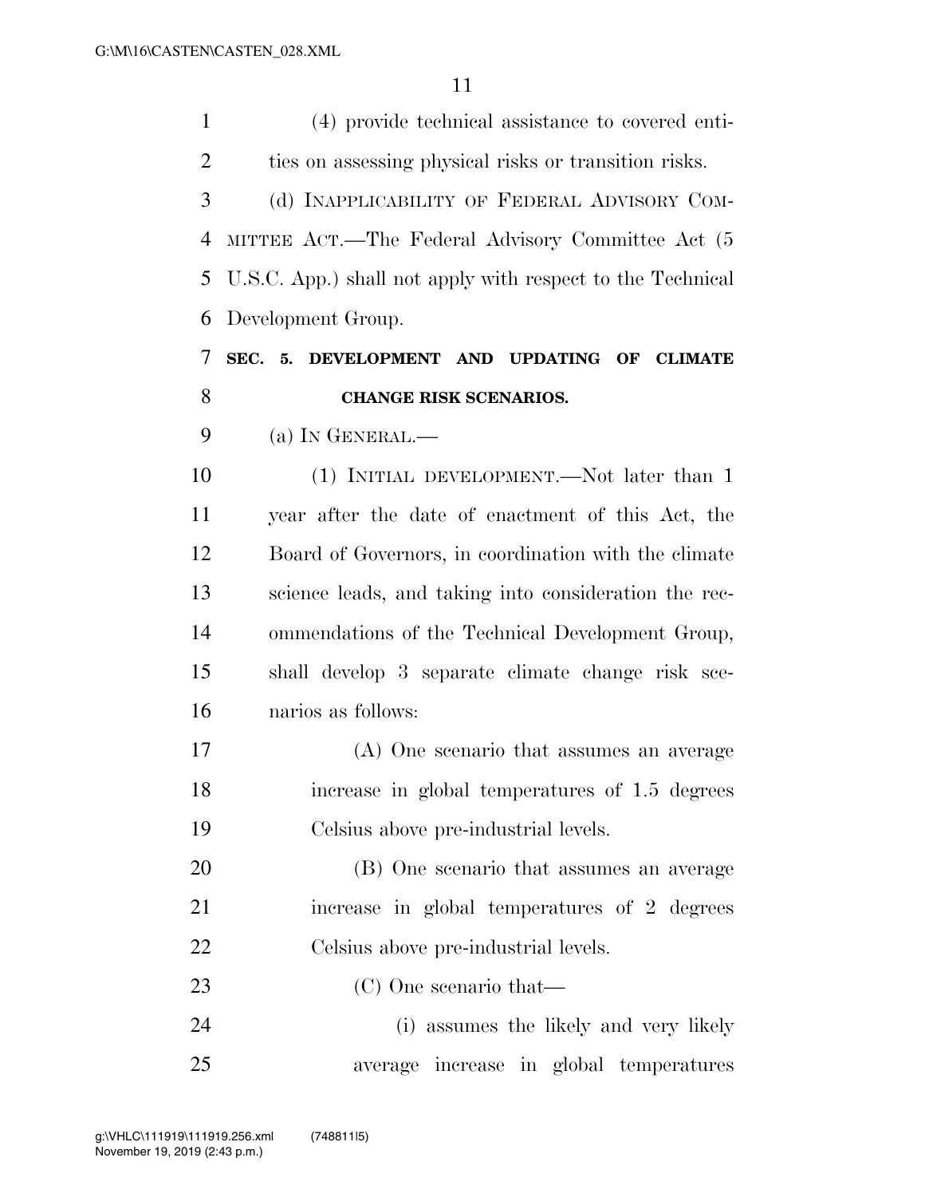(4) provide technical assistance to covered entities on assessing physical risks or transition risks.

(d) INAPPLICABILITY OF FEDERAL ADVISORY COMMITTEE ACT.—The Federal Advisory Committee Act (5 U.S.C. App.) shall not apply with respect to the Technical Development Group.

**SEC. 5. DEVELOPMENT AND UPDATING OF CLIMATE CHANGE RISK SCENARIOS.**

(a) IN GENERAL.—

(1) INITIAL DEVELOPMENT.—Not later than 1 year after the date of enactment of this Act, the Board of Governors, in coordination with the climate science leads, and taking into consideration the recommendations of the Technical Development Group, shall develop 3 separate climate change risk scenarios as follows:

(A) One scenario that assumes an average increase in global temperatures of 1.5 degrees Celsius above pre-industrial levels.

(B) One scenario that assumes an average increase in global temperatures of 2 degrees Celsius above pre-industrial levels.

(C) One scenario that—

(i) assumes the likely and very likely average increase in global temperatures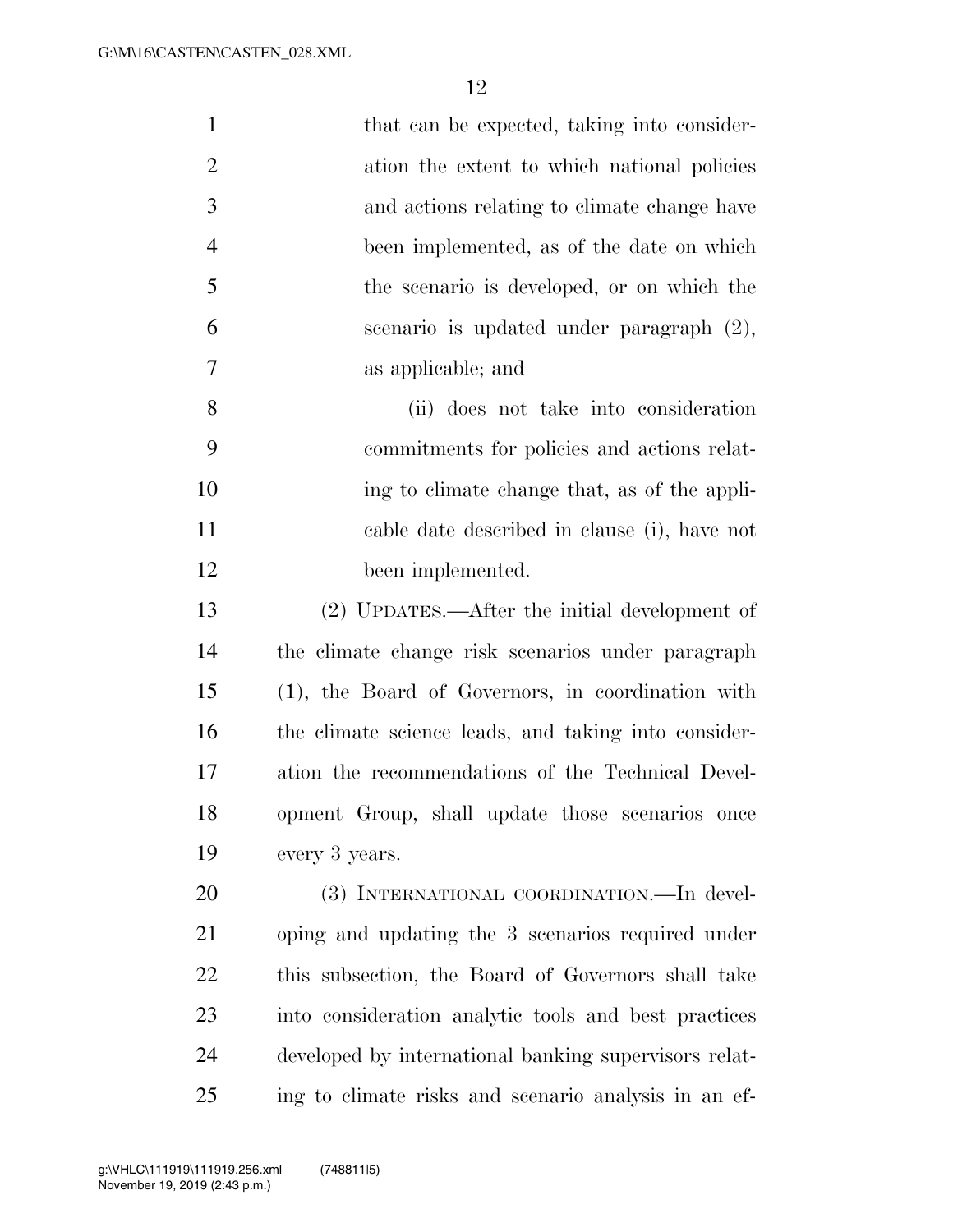that can be expected, taking into consideration the extent to which national policies and actions relating to climate change have been implemented, as of the date on which the scenario is developed, or on which the scenario is updated under paragraph (2), as applicable; and

(ii) does not take into consideration commitments for policies and actions relating to climate change that, as of the applicable date described in clause (i), have not been implemented.

(2) UPDATES.—After the initial development of the climate change risk scenarios under paragraph (1), the Board of Governors, in coordination with the climate science leads, and taking into consideration the recommendations of the Technical Development Group, shall update those scenarios once every 3 years.

(3) INTERNATIONAL COORDINATION.—In developing and updating the 3 scenarios required under this subsection, the Board of Governors shall take into consideration analytic tools and best practices developed by international banking supervisors relating to climate risks and scenario analysis in an ef-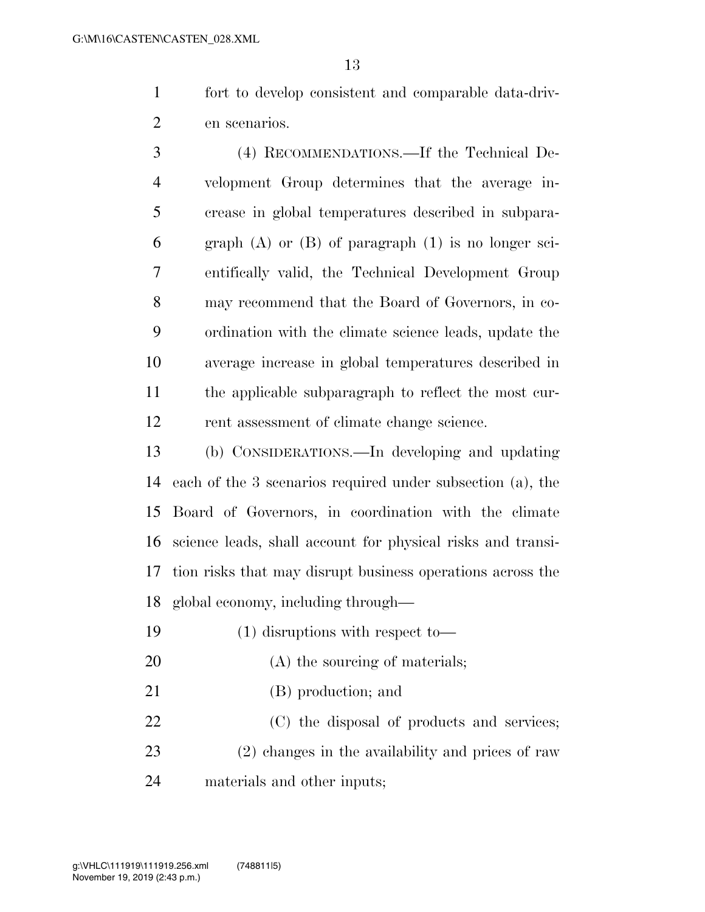fort to develop consistent and comparable data-driven scenarios.

(4) RECOMMENDATIONS.—If the Technical Development Group determines that the average increase in global temperatures described in subparagraph (A) or (B) of paragraph (1) is no longer scientifically valid, the Technical Development Group may recommend that the Board of Governors, in coordination with the climate science leads, update the average increase in global temperatures described in the applicable subparagraph to reflect the most current assessment of climate change science.

(b) CONSIDERATIONS.—In developing and updating each of the 3 scenarios required under subsection (a), the Board of Governors, in coordination with the climate science leads, shall account for physical risks and transition risks that may disrupt business operations across the global economy, including through—

(1) disruptions with respect to—

(A) the sourcing of materials;

(B) production; and

(C) the disposal of products and services;

(2) changes in the availability and prices of raw materials and other inputs;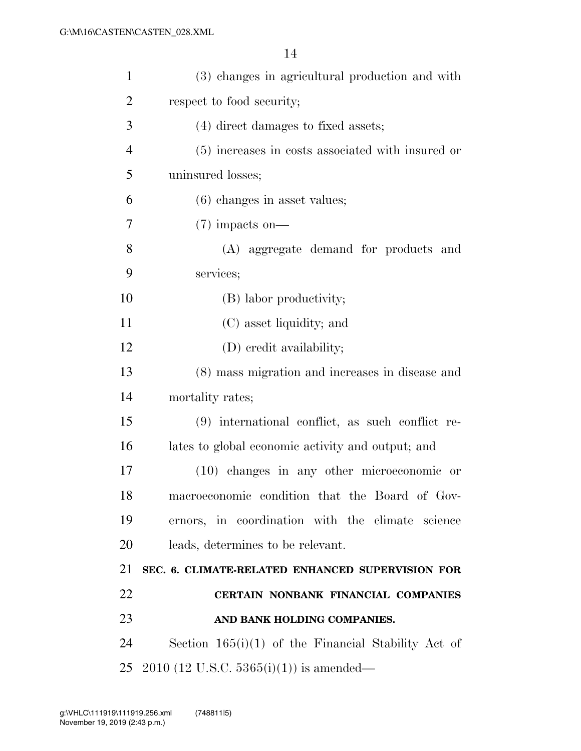(3) changes in agricultural production and with respect to food security;

(4) direct damages to fixed assets;

(5) increases in costs associated with insured or uninsured losses;

(6) changes in asset values;

(7) impacts on—

(A) aggregate demand for products and services;

(B) labor productivity;

(C) asset liquidity; and

(D) credit availability;

(8) mass migration and increases in disease and mortality rates;

(9) international conflict, as such conflict relates to global economic activity and output; and

(10) changes in any other microeconomic or macroeconomic condition that the Board of Governors, in coordination with the climate science leads, determines to be relevant.

**SEC. 6. CLIMATE-RELATED ENHANCED SUPERVISION FOR CERTAIN NONBANK FINANCIAL COMPANIES AND BANK HOLDING COMPANIES.**

Section 165(i)(1) of the Financial Stability Act of 2010 (12 U.S.C. 5365(i)(1)) is amended—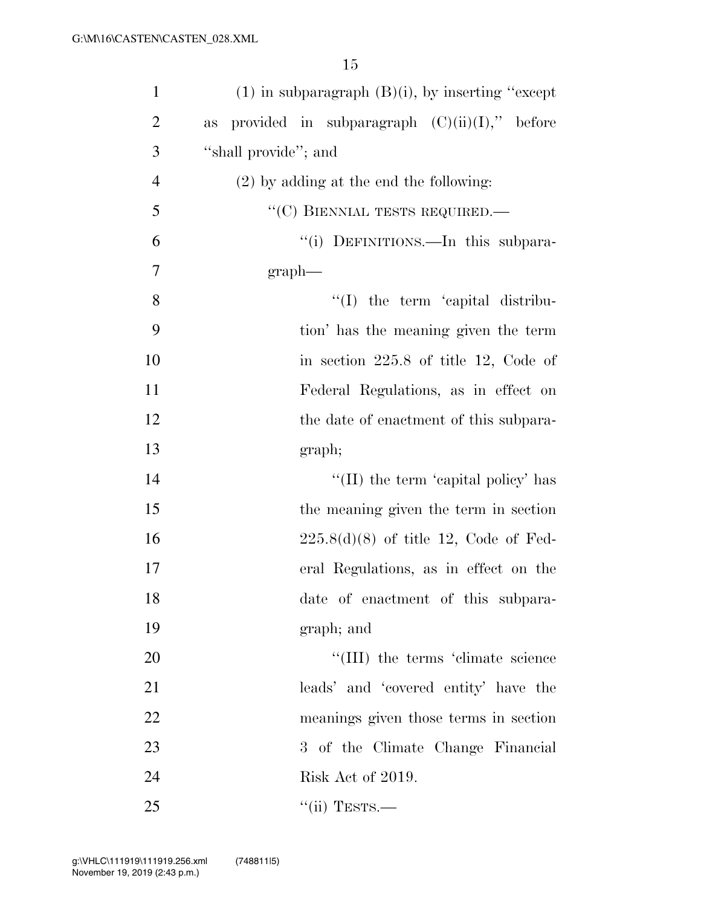(1) in subparagraph (B)(i), by inserting "except as provided in subparagraph (C)(ii)(I)," before "shall provide"; and

(2) by adding at the end the following:

"(C) BIENNIAL TESTS REQUIRED.—

"(i) DEFINITIONS.—In this subparagraph—

"(I) the term 'capital distribution' has the meaning given the term in section 225.8 of title 12, Code of Federal Regulations, as in effect on the date of enactment of this subparagraph;

"(II) the term 'capital policy' has the meaning given the term in section 225.8(d)(8) of title 12, Code of Federal Regulations, as in effect on the date of enactment of this subparagraph; and

"(III) the terms 'climate science leads' and 'covered entity' have the meanings given those terms in section 3 of the Climate Change Financial Risk Act of 2019.

"(ii) TESTS.—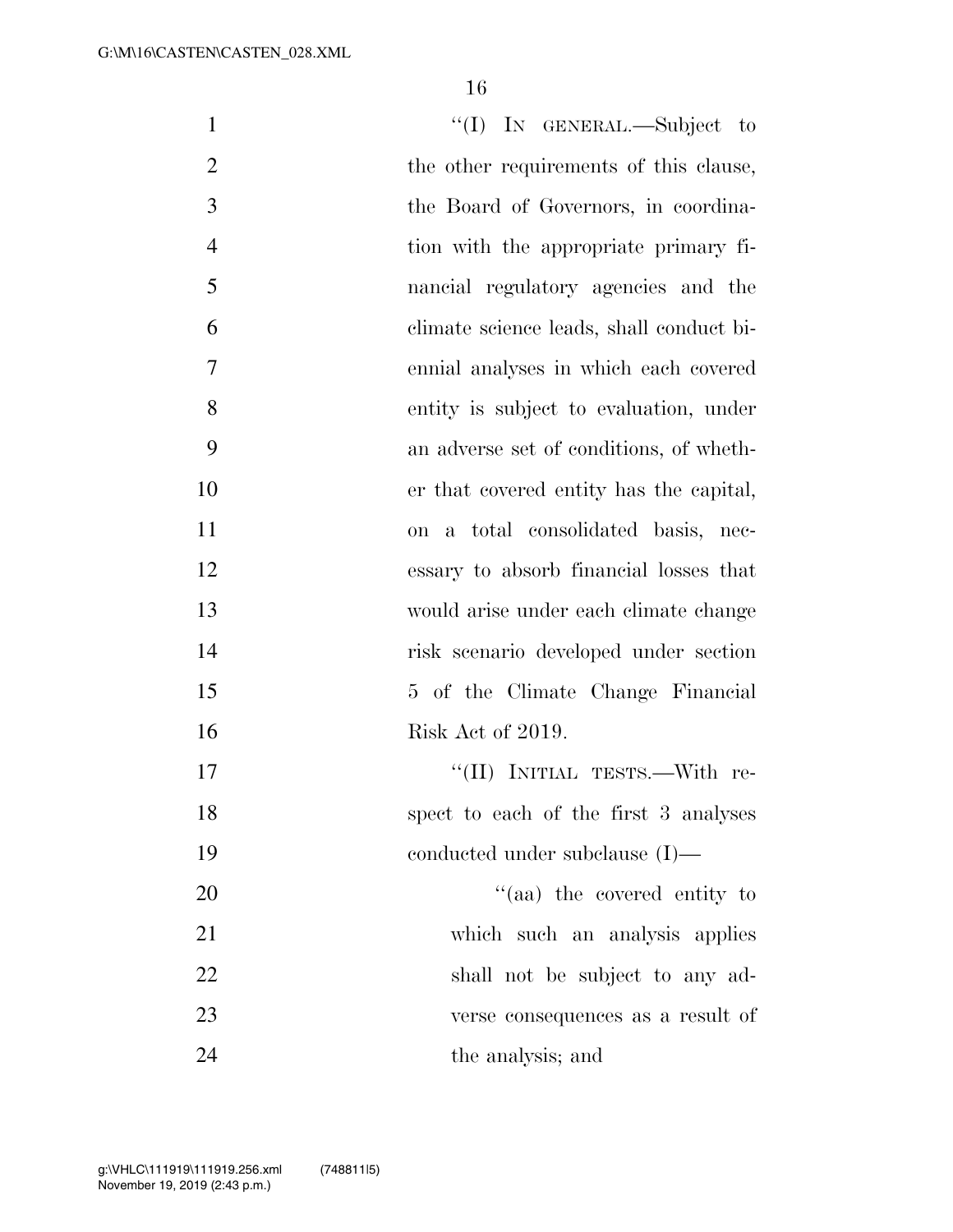"(I) IN GENERAL.—Subject to the other requirements of this clause, the Board of Governors, in coordination with the appropriate primary financial regulatory agencies and the climate science leads, shall conduct biennial analyses in which each covered entity is subject to evaluation, under an adverse set of conditions, of whether that covered entity has the capital, on a total consolidated basis, necessary to absorb financial losses that would arise under each climate change risk scenario developed under section 5 of the Climate Change Financial Risk Act of 2019.

"(II) INITIAL TESTS.—With respect to each of the first 3 analyses conducted under subclause (I)—

"(aa) the covered entity to which such an analysis applies shall not be subject to any adverse consequences as a result of the analysis; and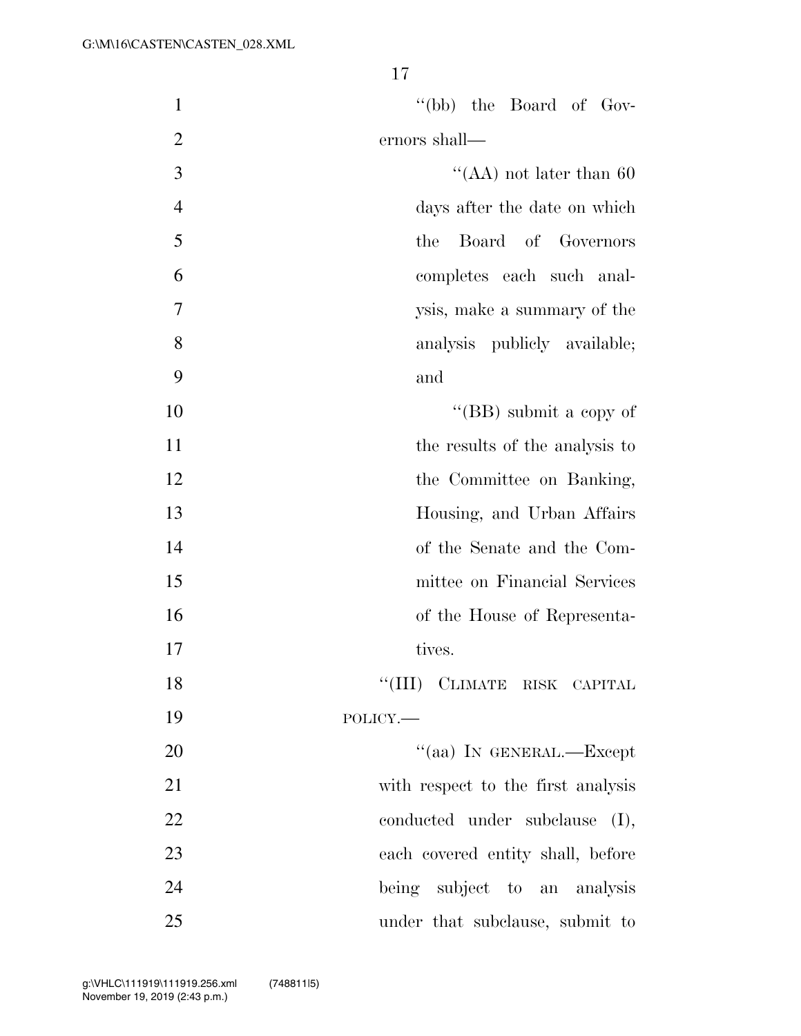"(bb) the Board of Governors shall—

"(AA) not later than 60 days after the date on which the Board of Governors completes each such analysis, make a summary of the analysis publicly available; and

"(BB) submit a copy of the results of the analysis to the Committee on Banking, Housing, and Urban Affairs of the Senate and the Committee on Financial Services of the House of Representatives.

"(III) CLIMATE RISK CAPITAL POLICY.—

"(aa) IN GENERAL.—Except with respect to the first analysis conducted under subclause (I), each covered entity shall, before being subject to an analysis under that subclause, submit to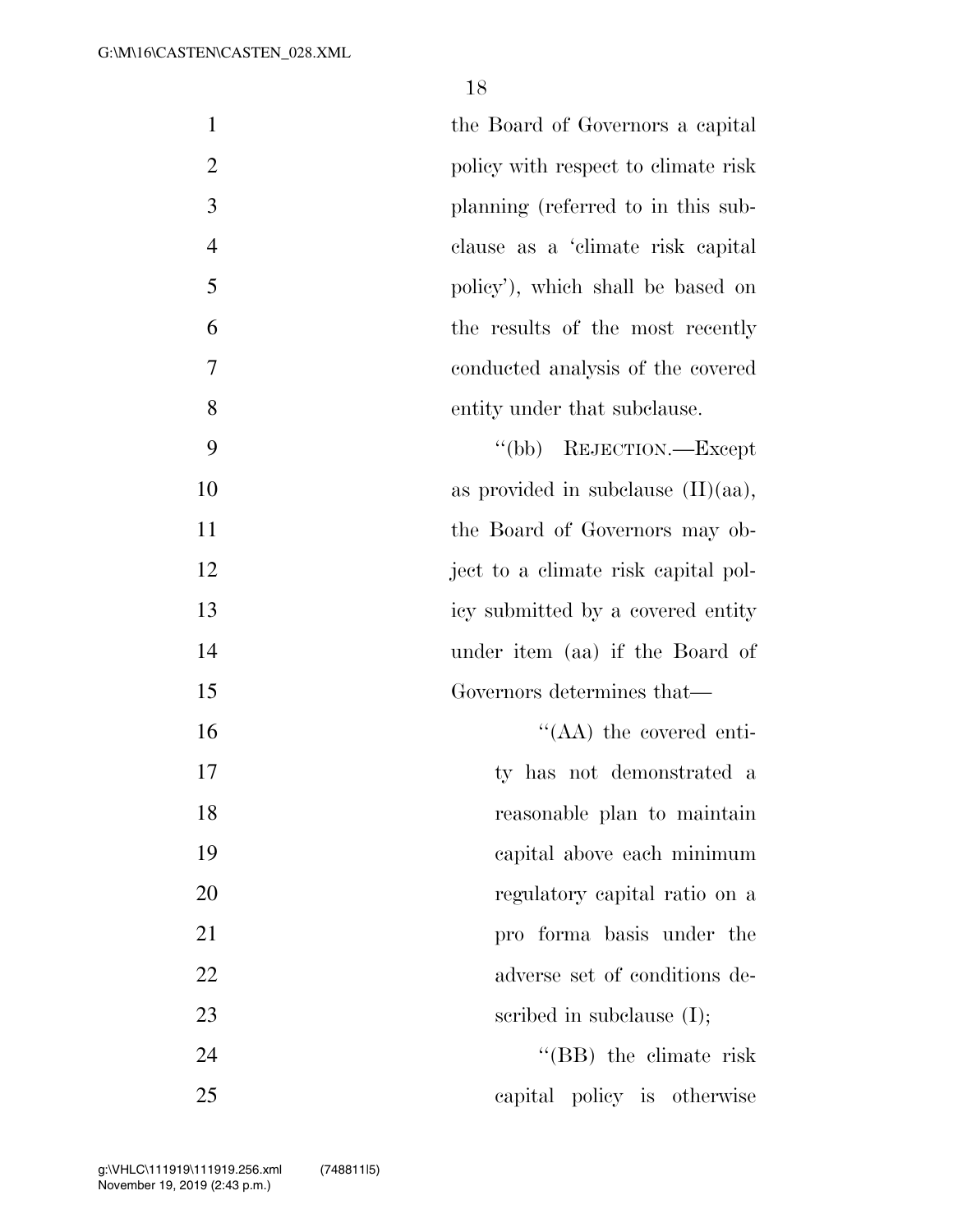the Board of Governors a capital policy with respect to climate risk planning (referred to in this subclause as a 'climate risk capital policy'), which shall be based on the results of the most recently conducted analysis of the covered entity under that subclause.

"(bb) REJECTION.—Except as provided in subclause (II)(aa), the Board of Governors may object to a climate risk capital policy submitted by a covered entity under item (aa) if the Board of Governors determines that—

"(AA) the covered entity has not demonstrated a reasonable plan to maintain capital above each minimum regulatory capital ratio on a pro forma basis under the adverse set of conditions described in subclause (I);

"(BB) the climate risk capital policy is otherwise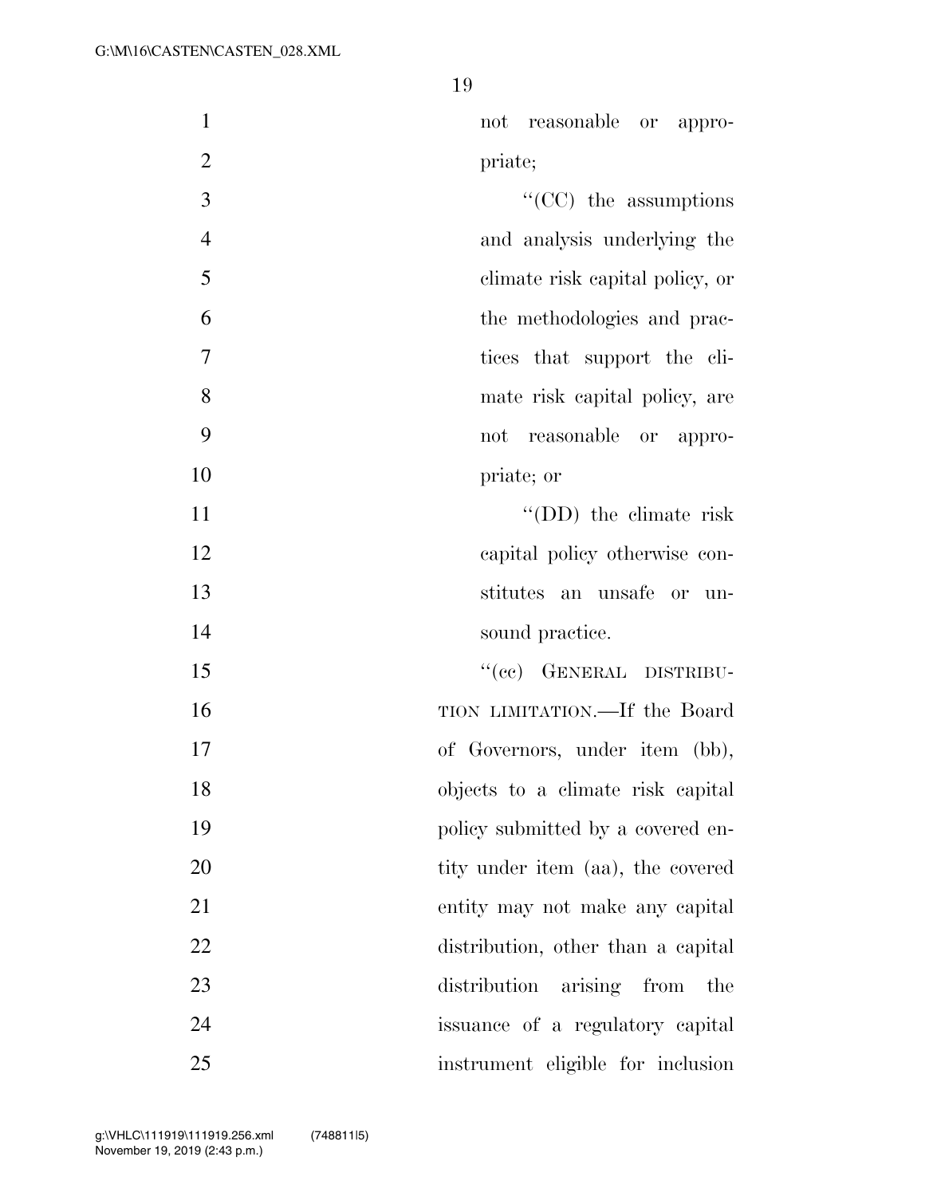not reasonable or appropriate;

"(CC) the assumptions and analysis underlying the climate risk capital policy, or the methodologies and practices that support the climate risk capital policy, are not reasonable or appropriate; or

"(DD) the climate risk capital policy otherwise constitutes an unsafe or unsound practice.

"(cc) GENERAL DISTRIBUTION LIMITATION.—If the Board of Governors, under item (bb), objects to a climate risk capital policy submitted by a covered entity under item (aa), the covered entity may not make any capital distribution, other than a capital distribution arising from the issuance of a regulatory capital instrument eligible for inclusion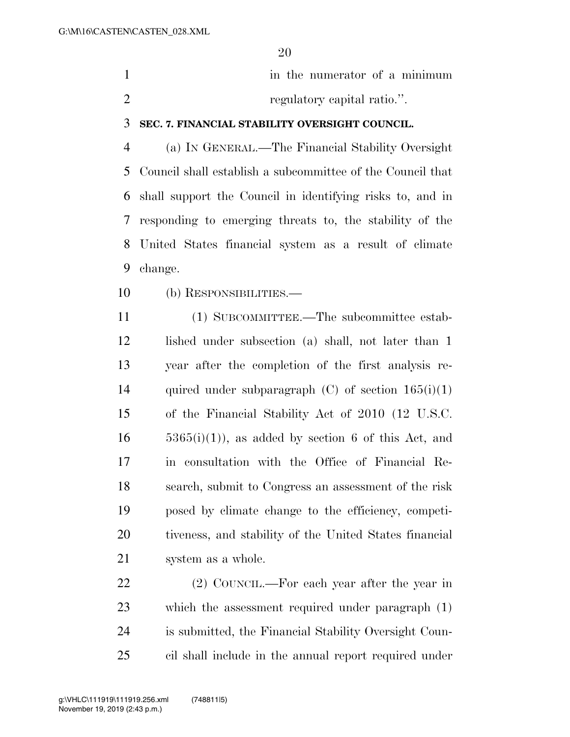in the numerator of a minimum regulatory capital ratio.''.

**SEC. 7. FINANCIAL STABILITY OVERSIGHT COUNCIL.**

(a) IN GENERAL.—The Financial Stability Oversight Council shall establish a subcommittee of the Council that shall support the Council in identifying risks to, and in responding to emerging threats to, the stability of the United States financial system as a result of climate change.

(b) RESPONSIBILITIES.—

(1) SUBCOMMITTEE.—The subcommittee established under subsection (a) shall, not later than 1 year after the completion of the first analysis required under subparagraph (C) of section 165(i)(1) of the Financial Stability Act of 2010 (12 U.S.C. 5365(i)(1)), as added by section 6 of this Act, and in consultation with the Office of Financial Research, submit to Congress an assessment of the risk posed by climate change to the efficiency, competitiveness, and stability of the United States financial system as a whole.

(2) COUNCIL.—For each year after the year in which the assessment required under paragraph (1) is submitted, the Financial Stability Oversight Council shall include in the annual report required under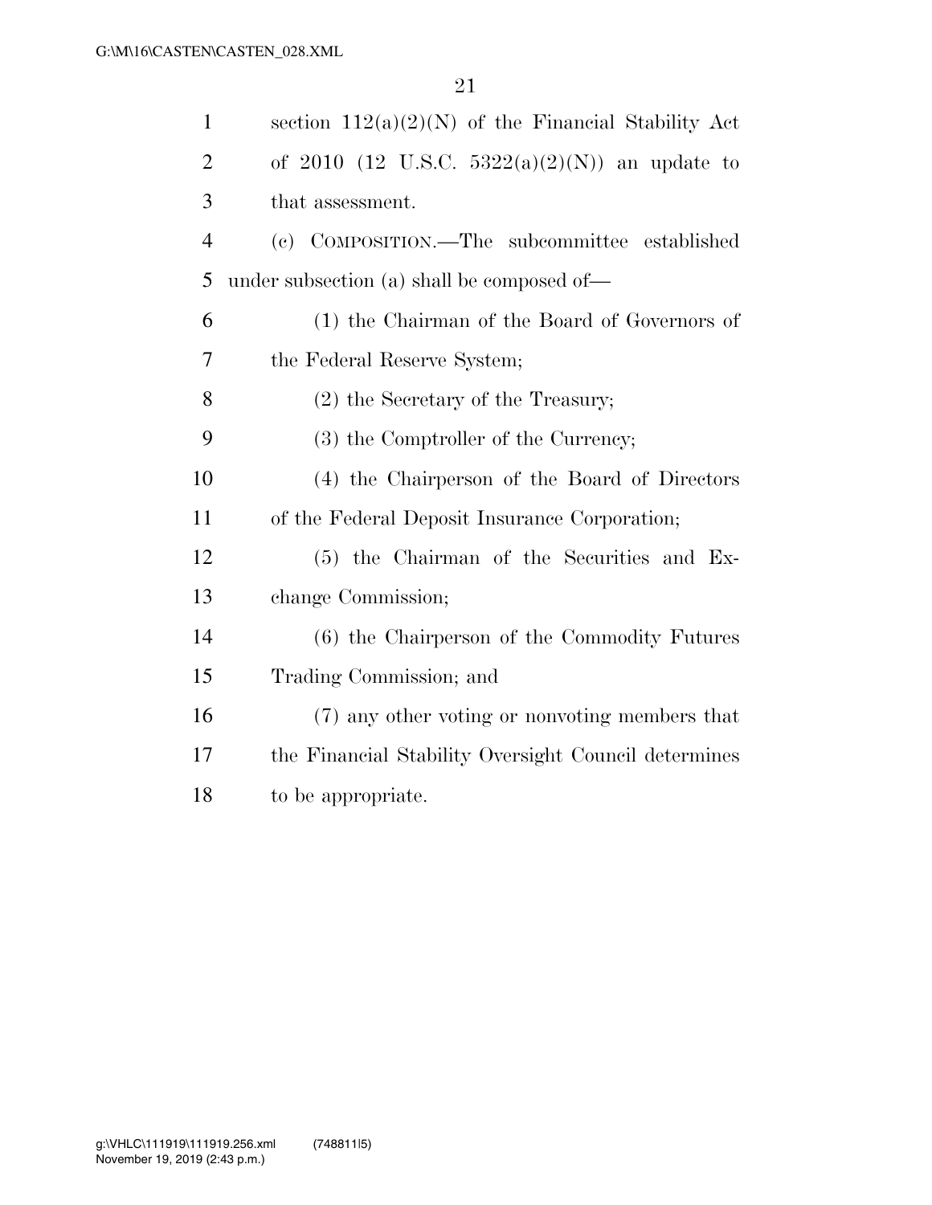section 112(a)(2)(N) of the Financial Stability Act of 2010 (12 U.S.C. 5322(a)(2)(N)) an update to that assessment.

(c) COMPOSITION.—The subcommittee established under subsection (a) shall be composed of—

(1) the Chairman of the Board of Governors of the Federal Reserve System;

(2) the Secretary of the Treasury;

(3) the Comptroller of the Currency;

(4) the Chairperson of the Board of Directors of the Federal Deposit Insurance Corporation;

(5) the Chairman of the Securities and Exchange Commission;

(6) the Chairperson of the Commodity Futures Trading Commission; and

(7) any other voting or nonvoting members that the Financial Stability Oversight Council determines to be appropriate.